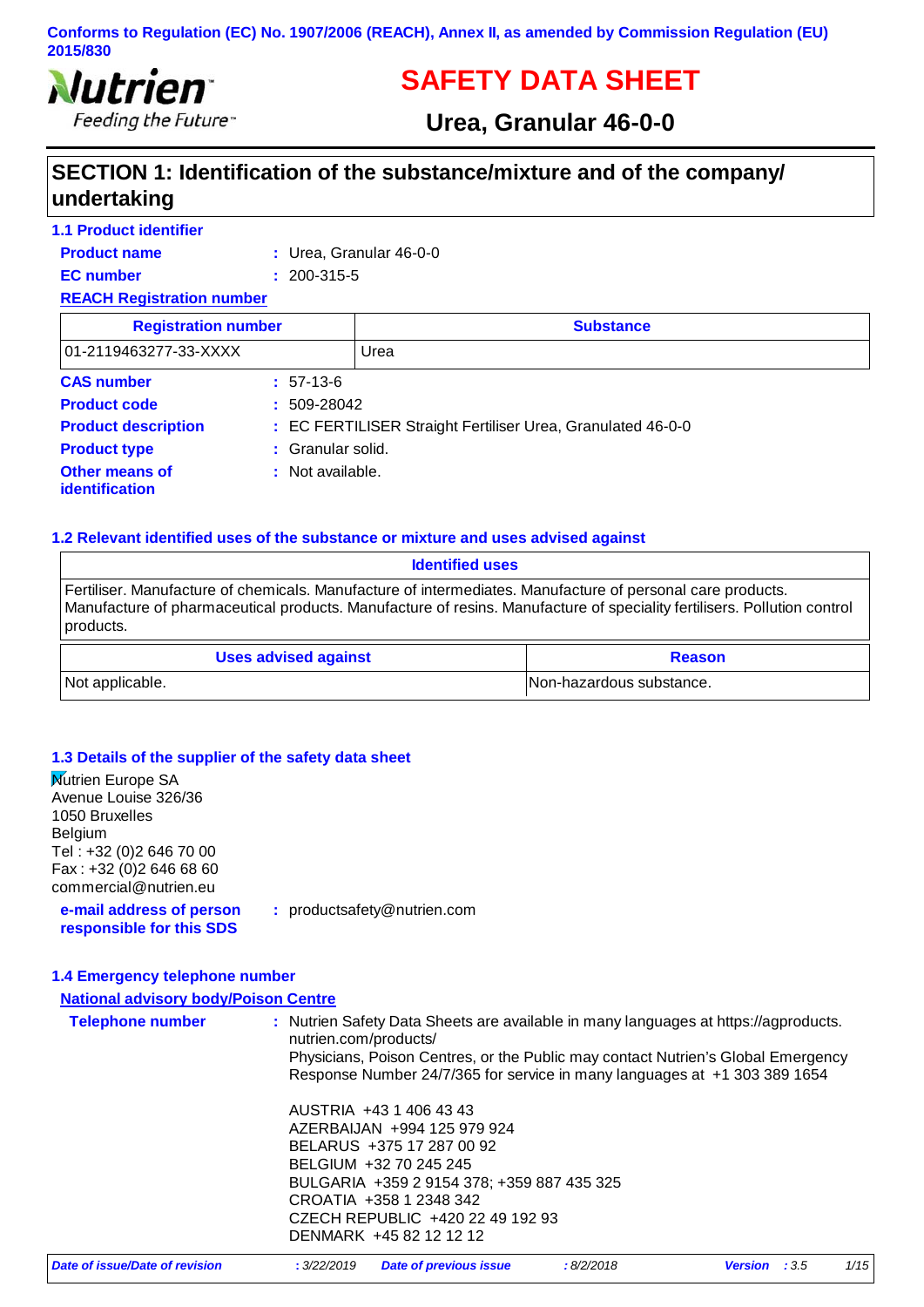Conforms to Regulation (EC) No. 1907/2006 (REACH), Annex II, as amended by Commission Regulation (EU) 2015/830

Nutrien
Feeding the Future™

# SAFETY DATA SHEET

## Urea, Granular 46-0-0

## SECTION 1: Identification of the substance/mixture and of the company/ undertaking

### 1.1 Product identifier

**Product name** : Urea, Granular 46-0-0

**EC number** : 200-315-5

**REACH Registration number**

| Registration number | Substance |
|---|---|
| 01-2119463277-33-XXXX | Urea |

**CAS number** : 57-13-6

**Product code** : 509-28042

**Product description** : EC FERTILISER Straight Fertiliser Urea, Granulated 46-0-0

**Product type** : Granular solid.

**Other means of identification** : Not available.

### 1.2 Relevant identified uses of the substance or mixture and uses advised against

| Identified uses |
|---|
| Fertiliser. Manufacture of chemicals. Manufacture of intermediates. Manufacture of personal care products. Manufacture of pharmaceutical products. Manufacture of resins. Manufacture of speciality fertilisers. Pollution control products. |

| Uses advised against | Reason |
|---|---|
| Not applicable. | Non-hazardous substance. |

### 1.3 Details of the supplier of the safety data sheet

Nutrien Europe SA
Avenue Louise 326/36
1050 Bruxelles
Belgium
Tel : +32 (0)2 646 70 00
Fax : +32 (0)2 646 68 60
commercial@nutrien.eu

**e-mail address of person responsible for this SDS** : productsafety@nutrien.com

### 1.4 Emergency telephone number

**National advisory body/Poison Centre**

**Telephone number** : Nutrien Safety Data Sheets are available in many languages at https://agproducts.nutrien.com/products/
Physicians, Poison Centres, or the Public may contact Nutrien's Global Emergency Response Number 24/7/365 for service in many languages at +1 303 389 1654

AUSTRIA +43 1 406 43 43
AZERBAIJAN +994 125 979 924
BELARUS +375 17 287 00 92
BELGIUM +32 70 245 245
BULGARIA +359 2 9154 378; +359 887 435 325
CROATIA +358 1 2348 342
CZECH REPUBLIC +420 22 49 192 93
DENMARK +45 82 12 12 12

*Date of issue/Date of revision* : 3/22/2019 *Date of previous issue* : 8/2/2018 *Version* : 3.5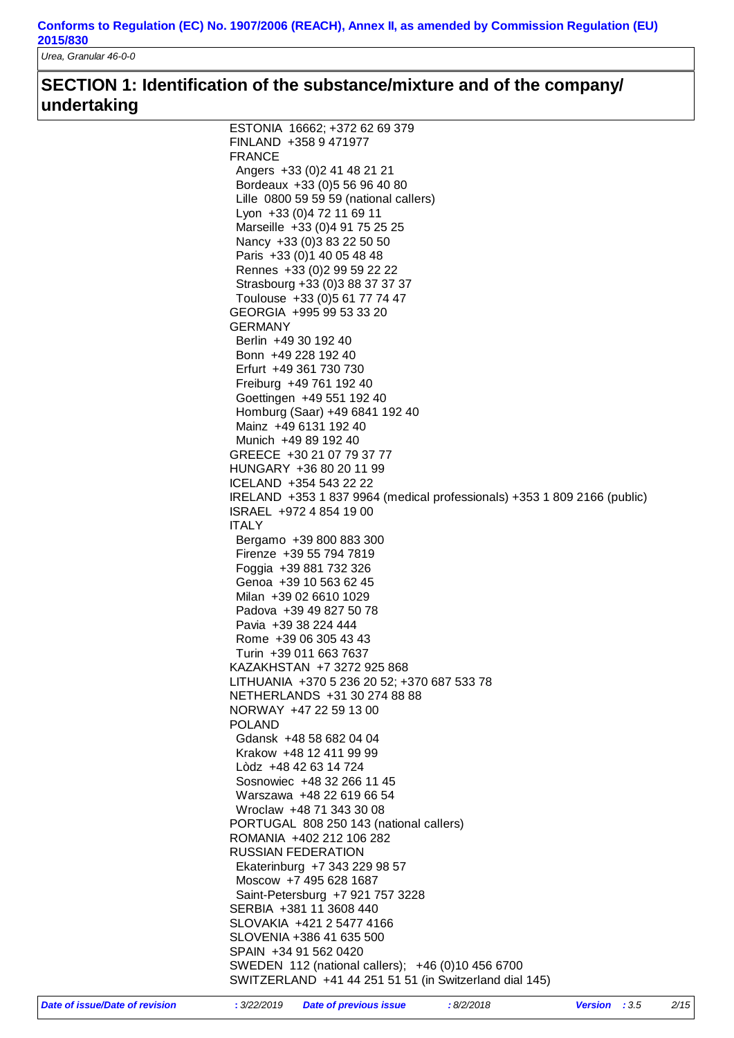## SECTION 1: Identification of the substance/mixture and of the company/undertaking

ESTONIA 16662; +372 62 69 379
FINLAND +358 9 471977
FRANCE
- Angers +33 (0)2 41 48 21 21
- Bordeaux +33 (0)5 56 96 40 80
- Lille 0800 59 59 59 (national callers)
- Lyon +33 (0)4 72 11 69 11
- Marseille +33 (0)4 91 75 25 25
- Nancy +33 (0)3 83 22 50 50
- Paris +33 (0)1 40 05 48 48
- Rennes +33 (0)2 99 59 22 22
- Strasbourg +33 (0)3 88 37 37 37
- Toulouse +33 (0)5 61 77 74 47

GEORGIA +995 99 53 33 20
GERMANY
- Berlin +49 30 192 40
- Bonn +49 228 192 40
- Erfurt +49 361 730 730
- Freiburg +49 761 192 40
- Goettingen +49 551 192 40
- Homburg (Saar) +49 6841 192 40
- Mainz +49 6131 192 40
- Munich +49 89 192 40

GREECE +30 21 07 79 37 77
HUNGARY +36 80 20 11 99
ICELAND +354 543 22 22
IRELAND +353 1 837 9964 (medical professionals) +353 1 809 2166 (public)
ISRAEL +972 4 854 19 00
ITALY
- Bergamo +39 800 883 300
- Firenze +39 55 794 7819
- Foggia +39 881 732 326
- Genoa +39 10 563 62 45
- Milan +39 02 6610 1029
- Padova +39 49 827 50 78
- Pavia +39 38 224 444
- Rome +39 06 305 43 43
- Turin +39 011 663 7637

KAZAKHSTAN +7 3272 925 868
LITHUANIA +370 5 236 20 52; +370 687 533 78
NETHERLANDS +31 30 274 88 88
NORWAY +47 22 59 13 00
POLAND
- Gdansk +48 58 682 04 04
- Krakow +48 12 411 99 99
- Lòdz +48 42 63 14 724
- Sosnowiec +48 32 266 11 45
- Warszawa +48 22 619 66 54
- Wroclaw +48 71 343 30 08

PORTUGAL 808 250 143 (national callers)
ROMANIA +402 212 106 282
RUSSIAN FEDERATION
- Ekaterinburg +7 343 229 98 57
- Moscow +7 495 628 1687
- Saint-Petersburg +7 921 757 3228

SERBIA +381 11 3608 440
SLOVAKIA +421 2 5477 4166
SLOVENIA +386 41 635 500
SPAIN +34 91 562 0420
SWEDEN 112 (national callers); +46 (0)10 456 6700
SWITZERLAND +41 44 251 51 51 (in Switzerland dial 145)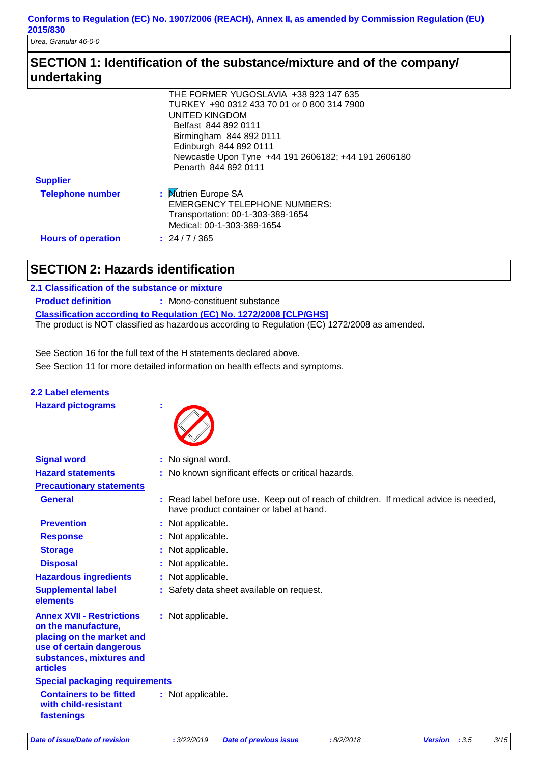## SECTION 1: Identification of the substance/mixture and of the company/ undertaking

THE FORMER YUGOSLAVIA +38 923 147 635
TURKEY +90 0312 433 70 01 or 0 800 314 7900
UNITED KINGDOM
Belfast 844 892 0111
Birmingham 844 892 0111
Edinburgh 844 892 0111
Newcastle Upon Tyne +44 191 2606182; +44 191 2606180
Penarth 844 892 0111

**Supplier**

**Telephone number** : Nutrien Europe SA
EMERGENCY TELEPHONE NUMBERS:
Transportation: 00-1-303-389-1654
Medical: 00-1-303-389-1654

**Hours of operation** : 24 / 7 / 365

## SECTION 2: Hazards identification

### 2.1 Classification of the substance or mixture

**Product definition** : Mono-constituent substance

**Classification according to Regulation (EC) No. 1272/2008 [CLP/GHS]**

The product is NOT classified as hazardous according to Regulation (EC) 1272/2008 as amended.

See Section 16 for the full text of the H statements declared above.

See Section 11 for more detailed information on health effects and symptoms.

### 2.2 Label elements

**Hazard pictograms** :

**Signal word** : No signal word.

**Hazard statements** : No known significant effects or critical hazards.

**Precautionary statements**

**General** : Read label before use. Keep out of reach of children. If medical advice is needed, have product container or label at hand.

**Prevention** : Not applicable.

**Response** : Not applicable.

**Storage** : Not applicable.

**Disposal** : Not applicable.

**Hazardous ingredients** : Not applicable.

**Supplemental label elements** : Safety data sheet available on request.

**Annex XVII - Restrictions on the manufacture, placing on the market and use of certain dangerous substances, mixtures and articles** : Not applicable.

**Special packaging requirements**

**Containers to be fitted with child-resistant fastenings** : Not applicable.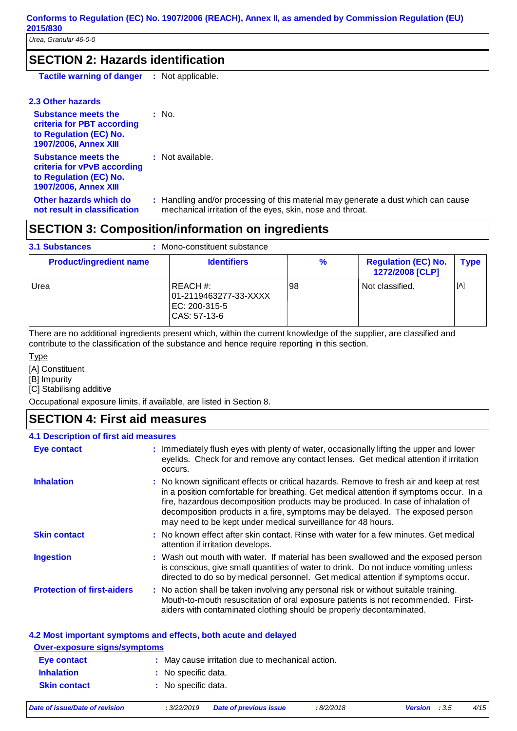## SECTION 2: Hazards identification

**Tactile warning of danger** : Not applicable.

### 2.3 Other hazards

**Substance meets the criteria for PBT according to Regulation (EC) No. 1907/2006, Annex XIII** : No.

**Substance meets the criteria for vPvB according to Regulation (EC) No. 1907/2006, Annex XIII** : Not available.

**Other hazards which do not result in classification** : Handling and/or processing of this material may generate a dust which can cause mechanical irritation of the eyes, skin, nose and throat.

## SECTION 3: Composition/information on ingredients

**3.1 Substances** : Mono-constituent substance

| Product/ingredient name | Identifiers | % | Regulation (EC) No. 1272/2008 [CLP] | Type |
|---|---|---|---|---|
| Urea | REACH #: 01-2119463277-33-XXXX<br>EC: 200-315-5<br>CAS: 57-13-6 | 98 | Not classified. | [A] |

There are no additional ingredients present which, within the current knowledge of the supplier, are classified and contribute to the classification of the substance and hence require reporting in this section.

Type

[A] Constituent
[B] Impurity
[C] Stabilising additive

Occupational exposure limits, if available, are listed in Section 8.

## SECTION 4: First aid measures

### 4.1 Description of first aid measures

**Eye contact** : Immediately flush eyes with plenty of water, occasionally lifting the upper and lower eyelids. Check for and remove any contact lenses. Get medical attention if irritation occurs.

**Inhalation** : No known significant effects or critical hazards. Remove to fresh air and keep at rest in a position comfortable for breathing. Get medical attention if symptoms occur. In a fire, hazardous decomposition products may be produced. In case of inhalation of decomposition products in a fire, symptoms may be delayed. The exposed person may need to be kept under medical surveillance for 48 hours.

**Skin contact** : No known effect after skin contact. Rinse with water for a few minutes. Get medical attention if irritation develops.

**Ingestion** : Wash out mouth with water. If material has been swallowed and the exposed person is conscious, give small quantities of water to drink. Do not induce vomiting unless directed to do so by medical personnel. Get medical attention if symptoms occur.

**Protection of first-aiders** : No action shall be taken involving any personal risk or without suitable training. Mouth-to-mouth resuscitation of oral exposure patients is not recommended. First-aiders with contaminated clothing should be properly decontaminated.

### 4.2 Most important symptoms and effects, both acute and delayed

**Over-exposure signs/symptoms**

**Eye contact** : May cause irritation due to mechanical action.

**Inhalation** : No specific data.

**Skin contact** : No specific data.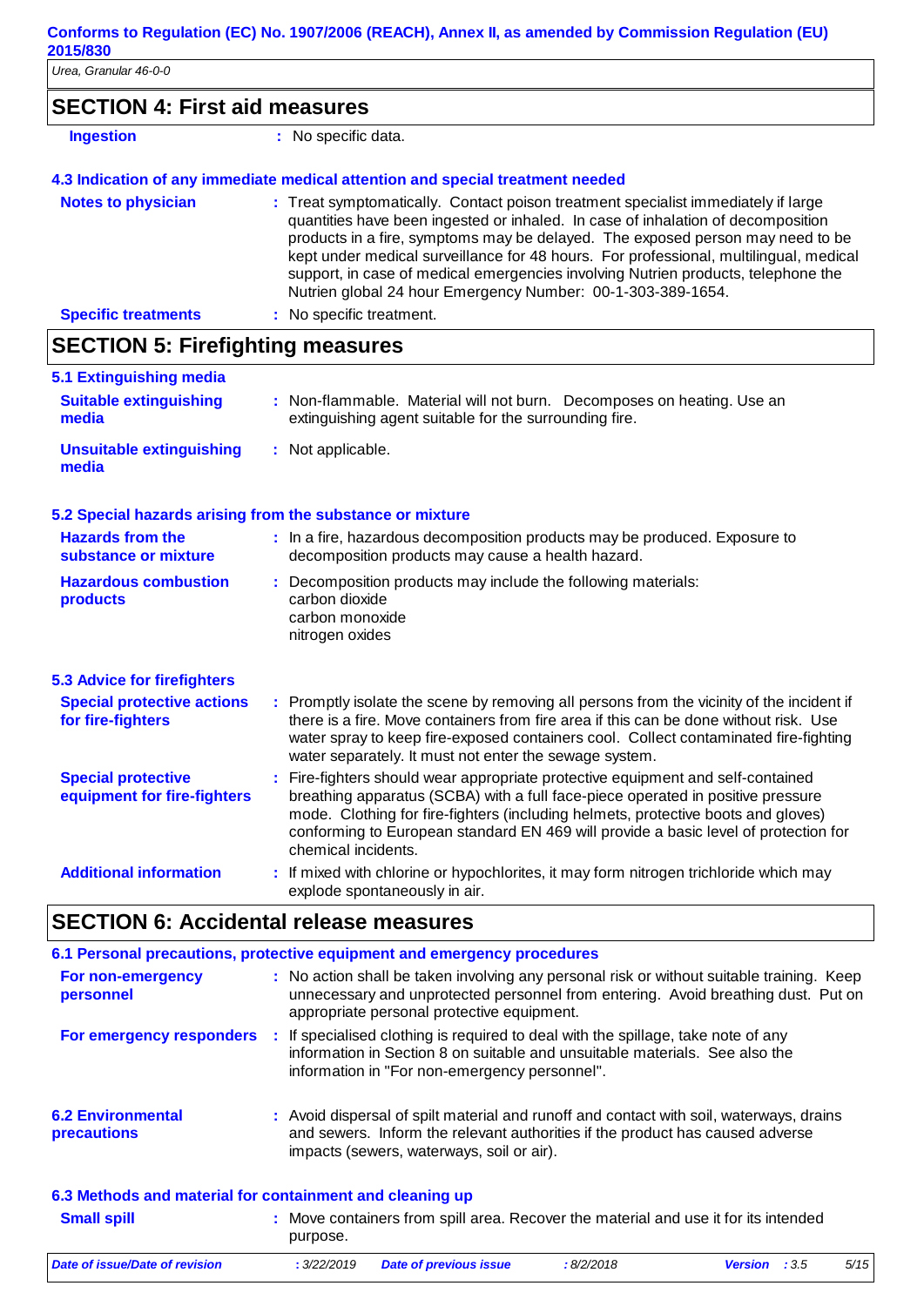## SECTION 4: First aid measures

**Ingestion** : No specific data.

### 4.3 Indication of any immediate medical attention and special treatment needed

**Notes to physician** : Treat symptomatically. Contact poison treatment specialist immediately if large quantities have been ingested or inhaled. In case of inhalation of decomposition products in a fire, symptoms may be delayed. The exposed person may need to be kept under medical surveillance for 48 hours. For professional, multilingual, medical support, in case of medical emergencies involving Nutrien products, telephone the Nutrien global 24 hour Emergency Number: 00-1-303-389-1654.

**Specific treatments** : No specific treatment.

## SECTION 5: Firefighting measures

### 5.1 Extinguishing media

**Suitable extinguishing media** : Non-flammable. Material will not burn. Decomposes on heating. Use an extinguishing agent suitable for the surrounding fire.

**Unsuitable extinguishing media** : Not applicable.

### 5.2 Special hazards arising from the substance or mixture

**Hazards from the substance or mixture** : In a fire, hazardous decomposition products may be produced. Exposure to decomposition products may cause a health hazard.

**Hazardous combustion products** : Decomposition products may include the following materials:
carbon dioxide
carbon monoxide
nitrogen oxides

### 5.3 Advice for firefighters

**Special protective actions for fire-fighters** : Promptly isolate the scene by removing all persons from the vicinity of the incident if there is a fire. Move containers from fire area if this can be done without risk. Use water spray to keep fire-exposed containers cool. Collect contaminated fire-fighting water separately. It must not enter the sewage system.

**Special protective equipment for fire-fighters** : Fire-fighters should wear appropriate protective equipment and self-contained breathing apparatus (SCBA) with a full face-piece operated in positive pressure mode. Clothing for fire-fighters (including helmets, protective boots and gloves) conforming to European standard EN 469 will provide a basic level of protection for chemical incidents.

**Additional information** : If mixed with chlorine or hypochlorites, it may form nitrogen trichloride which may explode spontaneously in air.

## SECTION 6: Accidental release measures

### 6.1 Personal precautions, protective equipment and emergency procedures

**For non-emergency personnel** : No action shall be taken involving any personal risk or without suitable training. Keep unnecessary and unprotected personnel from entering. Avoid breathing dust. Put on appropriate personal protective equipment.

**For emergency responders** : If specialised clothing is required to deal with the spillage, take note of any information in Section 8 on suitable and unsuitable materials. See also the information in "For non-emergency personnel".

### 6.2 Environmental precautions

: Avoid dispersal of spilt material and runoff and contact with soil, waterways, drains and sewers. Inform the relevant authorities if the product has caused adverse impacts (sewers, waterways, soil or air).

### 6.3 Methods and material for containment and cleaning up

**Small spill** : Move containers from spill area. Recover the material and use it for its intended purpose.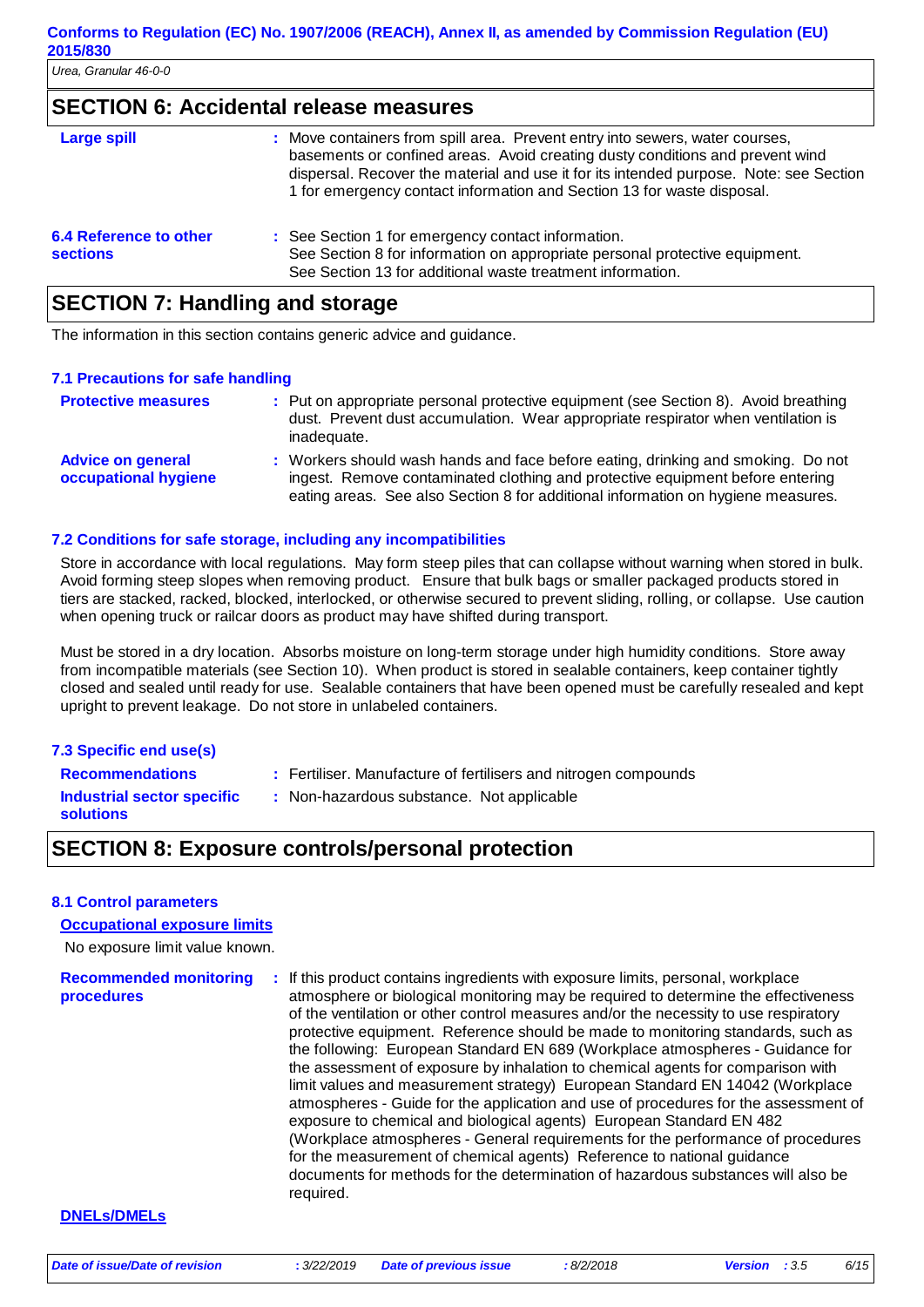## SECTION 6: Accidental release measures

**Large spill** : Move containers from spill area. Prevent entry into sewers, water courses, basements or confined areas. Avoid creating dusty conditions and prevent wind dispersal. Recover the material and use it for its intended purpose. Note: see Section 1 for emergency contact information and Section 13 for waste disposal.

**6.4 Reference to other sections** : See Section 1 for emergency contact information.
See Section 8 for information on appropriate personal protective equipment.
See Section 13 for additional waste treatment information.

## SECTION 7: Handling and storage

The information in this section contains generic advice and guidance.

### 7.1 Precautions for safe handling

**Protective measures** : Put on appropriate personal protective equipment (see Section 8). Avoid breathing dust. Prevent dust accumulation. Wear appropriate respirator when ventilation is inadequate.

**Advice on general occupational hygiene** : Workers should wash hands and face before eating, drinking and smoking. Do not ingest. Remove contaminated clothing and protective equipment before entering eating areas. See also Section 8 for additional information on hygiene measures.

### 7.2 Conditions for safe storage, including any incompatibilities

Store in accordance with local regulations. May form steep piles that can collapse without warning when stored in bulk. Avoid forming steep slopes when removing product. Ensure that bulk bags or smaller packaged products stored in tiers are stacked, racked, blocked, interlocked, or otherwise secured to prevent sliding, rolling, or collapse. Use caution when opening truck or railcar doors as product may have shifted during transport.

Must be stored in a dry location. Absorbs moisture on long-term storage under high humidity conditions. Store away from incompatible materials (see Section 10). When product is stored in sealable containers, keep container tightly closed and sealed until ready for use. Sealable containers that have been opened must be carefully resealed and kept upright to prevent leakage. Do not store in unlabeled containers.

### 7.3 Specific end use(s)

**Recommendations** : Fertiliser. Manufacture of fertilisers and nitrogen compounds

**Industrial sector specific solutions** : Non-hazardous substance. Not applicable

## SECTION 8: Exposure controls/personal protection

### 8.1 Control parameters

**Occupational exposure limits**

No exposure limit value known.

**Recommended monitoring procedures** : If this product contains ingredients with exposure limits, personal, workplace atmosphere or biological monitoring may be required to determine the effectiveness of the ventilation or other control measures and/or the necessity to use respiratory protective equipment. Reference should be made to monitoring standards, such as the following: European Standard EN 689 (Workplace atmospheres - Guidance for the assessment of exposure by inhalation to chemical agents for comparison with limit values and measurement strategy) European Standard EN 14042 (Workplace atmospheres - Guide for the application and use of procedures for the assessment of exposure to chemical and biological agents) European Standard EN 482 (Workplace atmospheres - General requirements for the performance of procedures for the measurement of chemical agents) Reference to national guidance documents for methods for the determination of hazardous substances will also be required.

**DNELs/DMELs**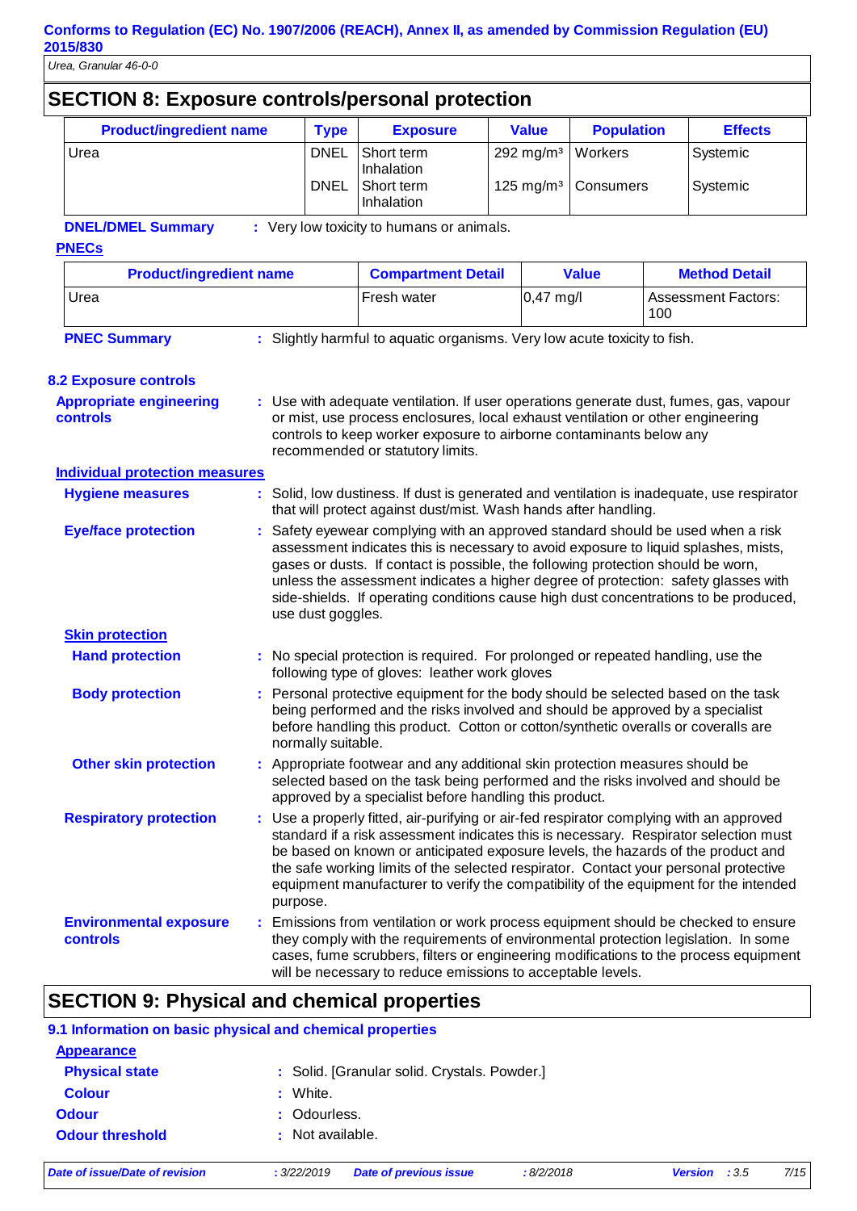## SECTION 8: Exposure controls/personal protection

| Product/ingredient name | Type | Exposure | Value | Population | Effects |
|---|---|---|---|---|---|
| Urea | DNEL | Short term Inhalation | 292 mg/m³ | Workers | Systemic |
| | DNEL | Short term Inhalation | 125 mg/m³ | Consumers | Systemic |

**DNEL/DMEL Summary** : Very low toxicity to humans or animals.

**PNECs**

| Product/ingredient name | Compartment Detail | Value | Method Detail |
|---|---|---|---|
| Urea | Fresh water | 0,47 mg/l | Assessment Factors: 100 |

**PNEC Summary** : Slightly harmful to aquatic organisms. Very low acute toxicity to fish.

### 8.2 Exposure controls

**Appropriate engineering controls** : Use with adequate ventilation. If user operations generate dust, fumes, gas, vapour or mist, use process enclosures, local exhaust ventilation or other engineering controls to keep worker exposure to airborne contaminants below any recommended or statutory limits.

**Individual protection measures**

**Hygiene measures** : Solid, low dustiness. If dust is generated and ventilation is inadequate, use respirator that will protect against dust/mist. Wash hands after handling.

**Eye/face protection** : Safety eyewear complying with an approved standard should be used when a risk assessment indicates this is necessary to avoid exposure to liquid splashes, mists, gases or dusts. If contact is possible, the following protection should be worn, unless the assessment indicates a higher degree of protection: safety glasses with side-shields. If operating conditions cause high dust concentrations to be produced, use dust goggles.

**Skin protection**

**Hand protection** : No special protection is required. For prolonged or repeated handling, use the following type of gloves: leather work gloves

**Body protection** : Personal protective equipment for the body should be selected based on the task being performed and the risks involved and should be approved by a specialist before handling this product. Cotton or cotton/synthetic overalls or coveralls are normally suitable.

**Other skin protection** : Appropriate footwear and any additional skin protection measures should be selected based on the task being performed and the risks involved and should be approved by a specialist before handling this product.

**Respiratory protection** : Use a properly fitted, air-purifying or air-fed respirator complying with an approved standard if a risk assessment indicates this is necessary. Respirator selection must be based on known or anticipated exposure levels, the hazards of the product and the safe working limits of the selected respirator. Contact your personal protective equipment manufacturer to verify the compatibility of the equipment for the intended purpose.

**Environmental exposure controls** : Emissions from ventilation or work process equipment should be checked to ensure they comply with the requirements of environmental protection legislation. In some cases, fume scrubbers, filters or engineering modifications to the process equipment will be necessary to reduce emissions to acceptable levels.

## SECTION 9: Physical and chemical properties

### 9.1 Information on basic physical and chemical properties

**Appearance**

**Physical state** : Solid. [Granular solid. Crystals. Powder.]

**Colour** : White.

**Odour** : Odourless.

**Odour threshold** : Not available.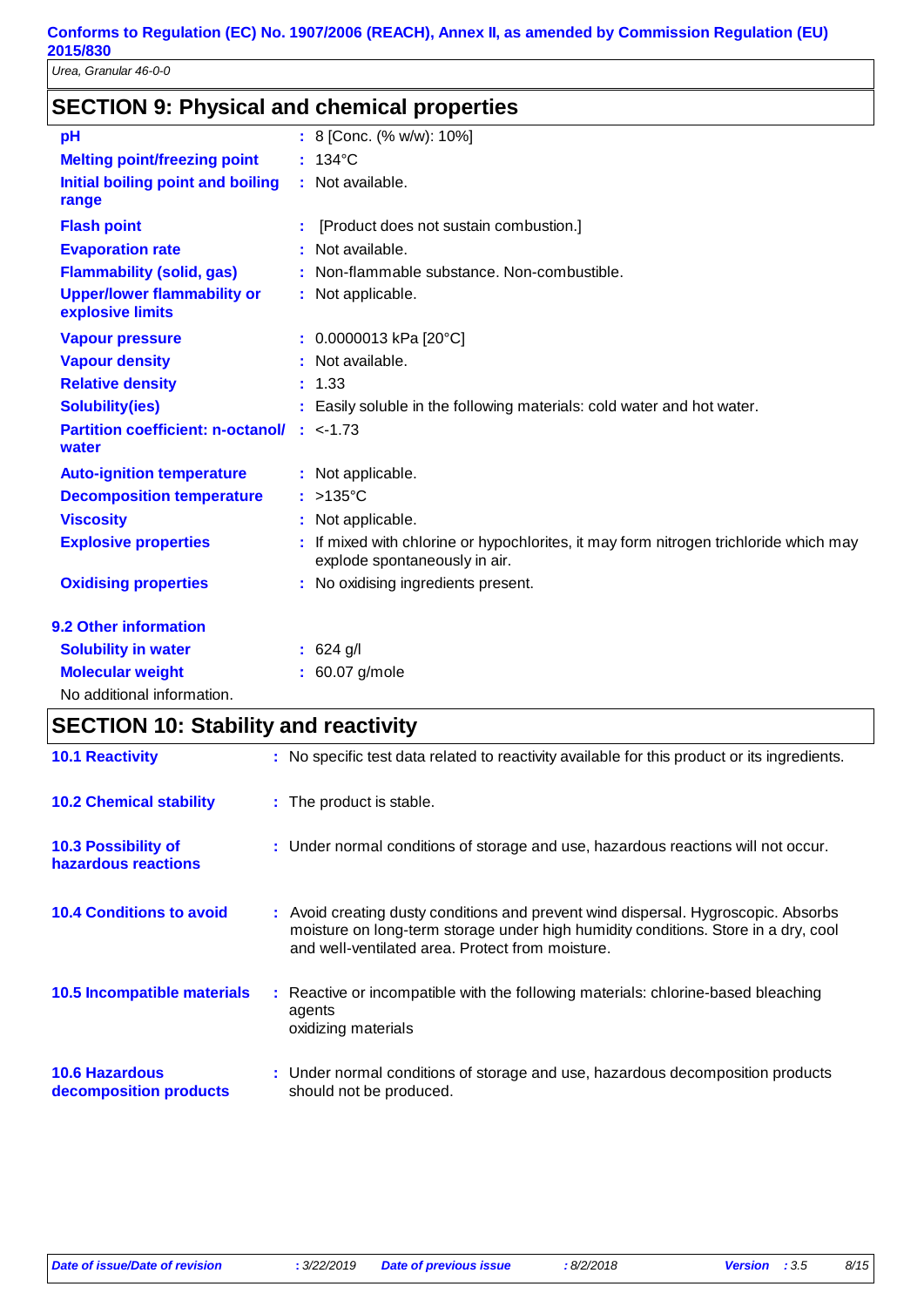## SECTION 9: Physical and chemical properties

| | |
|---|---|
| **pH** | : 8 [Conc. (% w/w): 10%] |
| **Melting point/freezing point** | : 134°C |
| **Initial boiling point and boiling range** | : Not available. |
| **Flash point** | : [Product does not sustain combustion.] |
| **Evaporation rate** | : Not available. |
| **Flammability (solid, gas)** | : Non-flammable substance. Non-combustible. |
| **Upper/lower flammability or explosive limits** | : Not applicable. |
| **Vapour pressure** | : 0.0000013 kPa [20°C] |
| **Vapour density** | : Not available. |
| **Relative density** | : 1.33 |
| **Solubility(ies)** | : Easily soluble in the following materials: cold water and hot water. |
| **Partition coefficient: n-octanol/ water** | : <-1.73 |
| **Auto-ignition temperature** | : Not applicable. |
| **Decomposition temperature** | : >135°C |
| **Viscosity** | : Not applicable. |
| **Explosive properties** | : If mixed with chlorine or hypochlorites, it may form nitrogen trichloride which may explode spontaneously in air. |
| **Oxidising properties** | : No oxidising ingredients present. |

### 9.2 Other information

| | |
|---|---|
| **Solubility in water** | : 624 g/l |
| **Molecular weight** | : 60.07 g/mole |

No additional information.

## SECTION 10: Stability and reactivity

| | |
|---|---|
| **10.1 Reactivity** | : No specific test data related to reactivity available for this product or its ingredients. |
| **10.2 Chemical stability** | : The product is stable. |
| **10.3 Possibility of hazardous reactions** | : Under normal conditions of storage and use, hazardous reactions will not occur. |
| **10.4 Conditions to avoid** | : Avoid creating dusty conditions and prevent wind dispersal. Hygroscopic. Absorbs moisture on long-term storage under high humidity conditions. Store in a dry, cool and well-ventilated area. Protect from moisture. |
| **10.5 Incompatible materials** | : Reactive or incompatible with the following materials: chlorine-based bleaching agents<br>oxidizing materials |
| **10.6 Hazardous decomposition products** | : Under normal conditions of storage and use, hazardous decomposition products should not be produced. |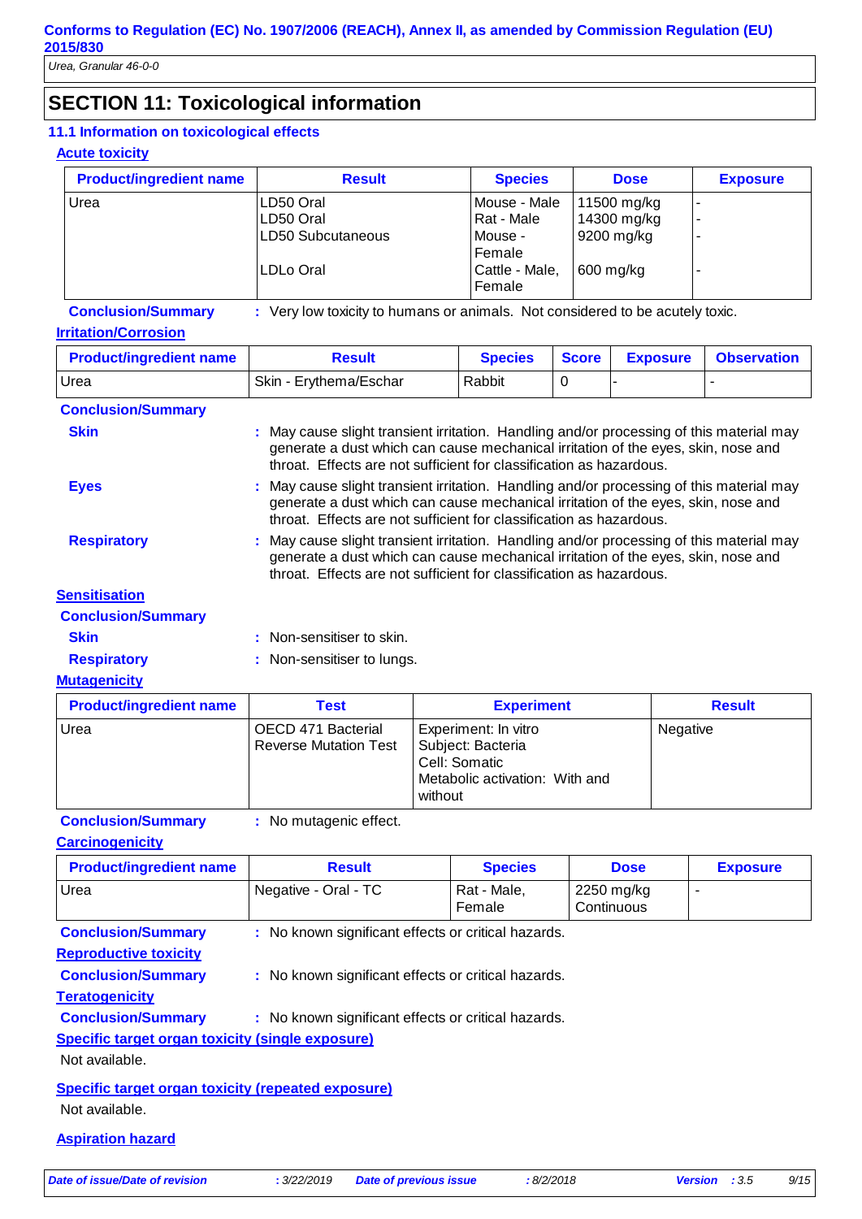## SECTION 11: Toxicological information

### 11.1 Information on toxicological effects

**Acute toxicity**

| Product/ingredient name | Result | Species | Dose | Exposure |
|---|---|---|---|---|
| Urea | LD50 Oral | Mouse - Male | 11500 mg/kg | - |
| | LD50 Oral | Rat - Male | 14300 mg/kg | - |
| | LD50 Subcutaneous | Mouse - Female | 9200 mg/kg | - |
| | LDLo Oral | Cattle - Male, Female | 600 mg/kg | - |

**Conclusion/Summary** : Very low toxicity to humans or animals. Not considered to be acutely toxic.

**Irritation/Corrosion**

| Product/ingredient name | Result | Species | Score | Exposure | Observation |
|---|---|---|---|---|---|
| Urea | Skin - Erythema/Eschar | Rabbit | 0 | - | - |

**Conclusion/Summary**

**Skin** : May cause slight transient irritation. Handling and/or processing of this material may generate a dust which can cause mechanical irritation of the eyes, skin, nose and throat. Effects are not sufficient for classification as hazardous.

**Eyes** : May cause slight transient irritation. Handling and/or processing of this material may generate a dust which can cause mechanical irritation of the eyes, skin, nose and throat. Effects are not sufficient for classification as hazardous.

**Respiratory** : May cause slight transient irritation. Handling and/or processing of this material may generate a dust which can cause mechanical irritation of the eyes, skin, nose and throat. Effects are not sufficient for classification as hazardous.

**Sensitisation**

**Conclusion/Summary**

**Skin** : Non-sensitiser to skin.

**Respiratory** : Non-sensitiser to lungs.

**Mutagenicity**

| Product/ingredient name | Test | Experiment | Result |
|---|---|---|---|
| Urea | OECD 471 Bacterial Reverse Mutation Test | Experiment: In vitro<br>Subject: Bacteria<br>Cell: Somatic<br>Metabolic activation: With and without | Negative |

**Conclusion/Summary** : No mutagenic effect.

**Carcinogenicity**

| Product/ingredient name | Result | Species | Dose | Exposure |
|---|---|---|---|---|
| Urea | Negative - Oral - TC | Rat - Male, Female | 2250 mg/kg Continuous | - |

**Conclusion/Summary** : No known significant effects or critical hazards.

**Reproductive toxicity**

**Conclusion/Summary** : No known significant effects or critical hazards.

**Teratogenicity**

**Conclusion/Summary** : No known significant effects or critical hazards.

**Specific target organ toxicity (single exposure)**

Not available.

**Specific target organ toxicity (repeated exposure)**

Not available.

**Aspiration hazard**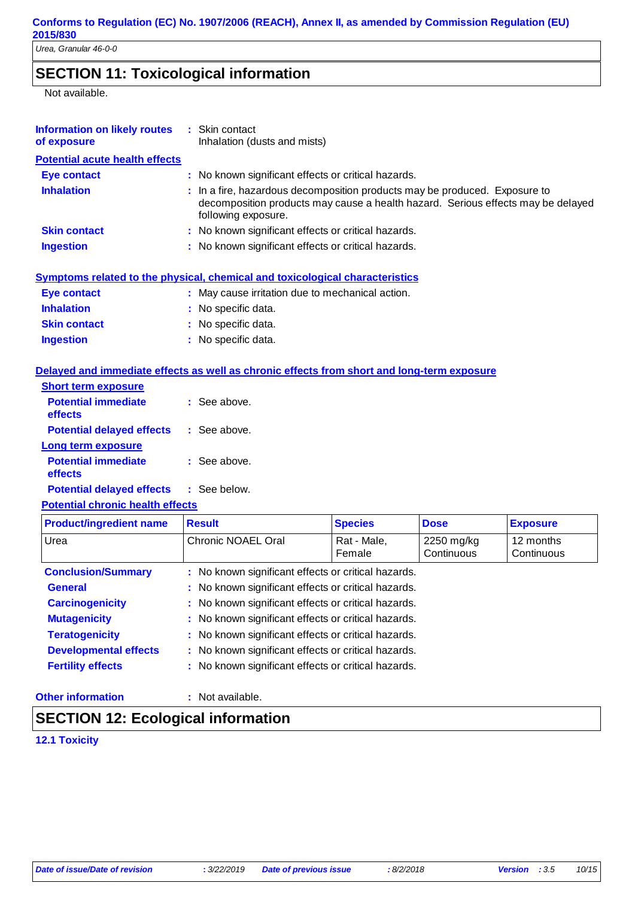## SECTION 11: Toxicological information

Not available.

**Information on likely routes of exposure** : Skin contact
Inhalation (dusts and mists)

**Potential acute health effects**

**Eye contact** : No known significant effects or critical hazards.

**Inhalation** : In a fire, hazardous decomposition products may be produced. Exposure to decomposition products may cause a health hazard. Serious effects may be delayed following exposure.

**Skin contact** : No known significant effects or critical hazards.

**Ingestion** : No known significant effects or critical hazards.

**Symptoms related to the physical, chemical and toxicological characteristics**

**Eye contact** : May cause irritation due to mechanical action.

**Inhalation** : No specific data.

**Skin contact** : No specific data.

**Ingestion** : No specific data.

**Delayed and immediate effects as well as chronic effects from short and long-term exposure**

**Short term exposure**

**Potential immediate effects** : See above.

**Potential delayed effects** : See above.

**Long term exposure**

**Potential immediate effects** : See above.

**Potential delayed effects** : See below.

**Potential chronic health effects**

| Product/ingredient name | Result | Species | Dose | Exposure |
|---|---|---|---|---|
| Urea | Chronic NOAEL Oral | Rat - Male, Female | 2250 mg/kg Continuous | 12 months Continuous |

**Conclusion/Summary** : No known significant effects or critical hazards.

**General** : No known significant effects or critical hazards.

**Carcinogenicity** : No known significant effects or critical hazards.

**Mutagenicity** : No known significant effects or critical hazards.

**Teratogenicity** : No known significant effects or critical hazards.

**Developmental effects** : No known significant effects or critical hazards.

**Fertility effects** : No known significant effects or critical hazards.

**Other information** : Not available.

## SECTION 12: Ecological information

**12.1 Toxicity**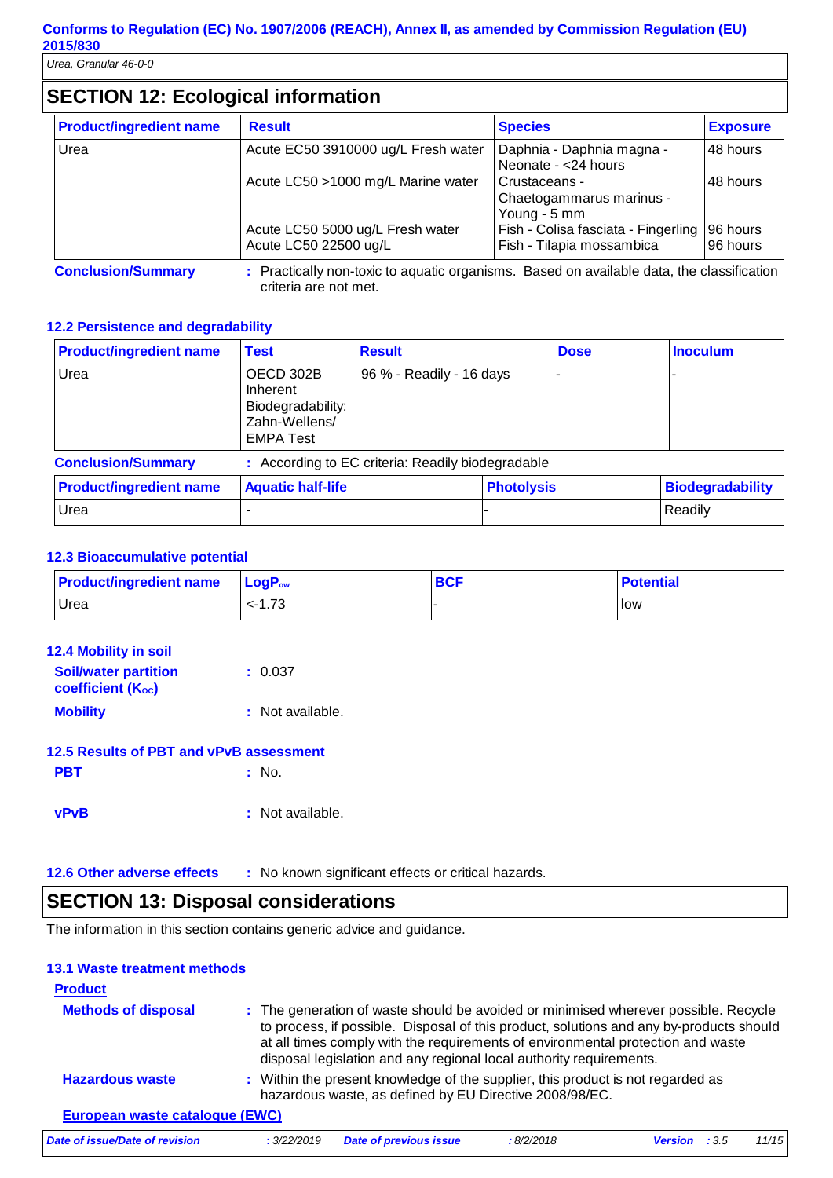## SECTION 12: Ecological information

| Product/ingredient name | Result | Species | Exposure |
|---|---|---|---|
| Urea | Acute EC50 3910000 ug/L Fresh water | Daphnia - Daphnia magna - Neonate - <24 hours | 48 hours |
| | Acute LC50 >1000 mg/L Marine water | Crustaceans - Chaetogammarus marinus - Young - 5 mm | 48 hours |
| | Acute LC50 5000 ug/L Fresh water | Fish - Colisa fasciata - Fingerling | 96 hours |
| | Acute LC50 22500 ug/L | Fish - Tilapia mossambica | 96 hours |

**Conclusion/Summary** : Practically non-toxic to aquatic organisms. Based on available data, the classification criteria are not met.

### 12.2 Persistence and degradability

| Product/ingredient name | Test | Result | Dose | Inoculum |
|---|---|---|---|---|
| Urea | OECD 302B Inherent Biodegradability: Zahn-Wellens/ EMPA Test | 96 % - Readily - 16 days | - | - |

**Conclusion/Summary** : According to EC criteria: Readily biodegradable

| Product/ingredient name | Aquatic half-life | Photolysis | Biodegradability |
|---|---|---|---|
| Urea | - | - | Readily |

### 12.3 Bioaccumulative potential

| Product/ingredient name | $LogP_{ow}$ | BCF | Potential |
|---|---|---|---|
| Urea | <-1.73 | - | low |

### 12.4 Mobility in soil

**Soil/water partition coefficient ($K_{OC}$)** : 0.037

**Mobility** : Not available.

### 12.5 Results of PBT and vPvB assessment

**PBT** : No.

**vPvB** : Not available.

### 12.6 Other adverse effects

: No known significant effects or critical hazards.

## SECTION 13: Disposal considerations

The information in this section contains generic advice and guidance.

### 13.1 Waste treatment methods

**Product**

**Methods of disposal** : The generation of waste should be avoided or minimised wherever possible. Recycle to process, if possible. Disposal of this product, solutions and any by-products should at all times comply with the requirements of environmental protection and waste disposal legislation and any regional local authority requirements.

**Hazardous waste** : Within the present knowledge of the supplier, this product is not regarded as hazardous waste, as defined by EU Directive 2008/98/EC.

**European waste catalogue (EWC)**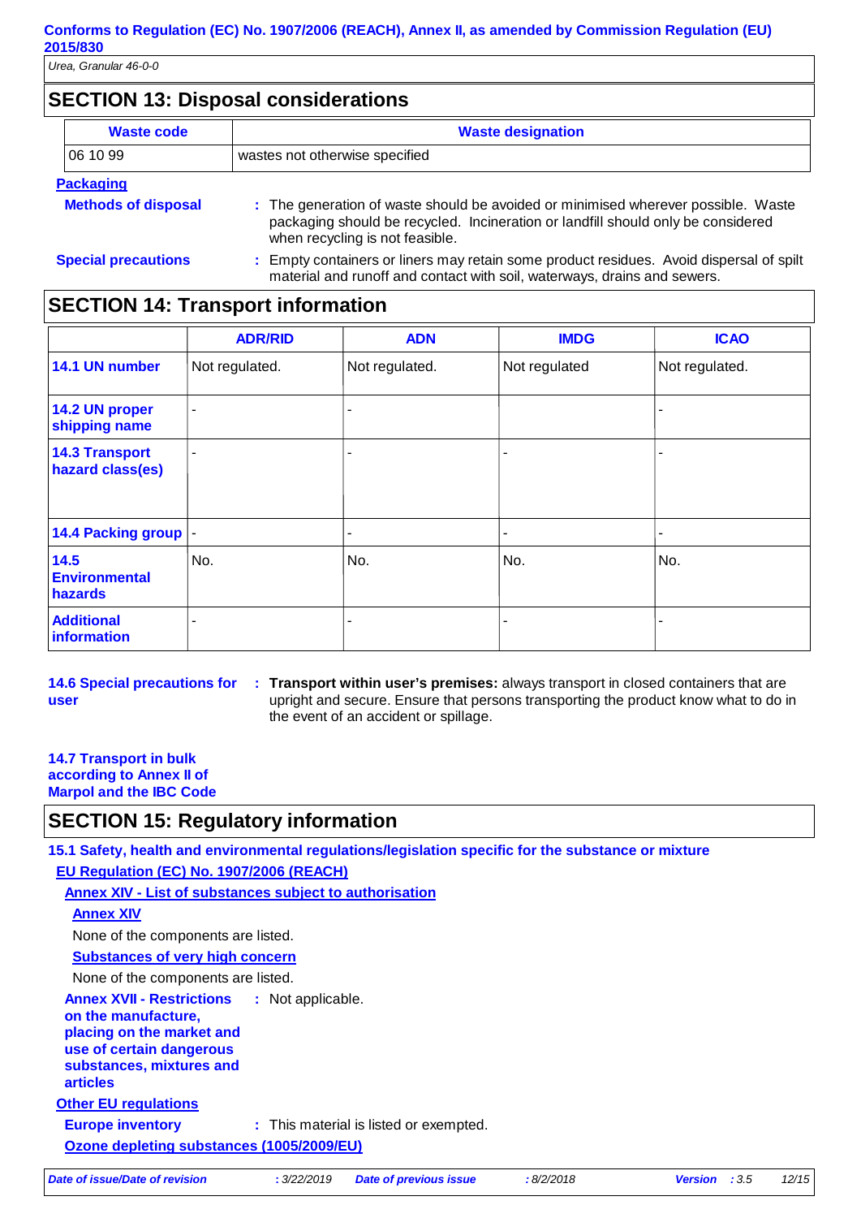## SECTION 13: Disposal considerations

| Waste code | Waste designation |
|---|---|
| 06 10 99 | wastes not otherwise specified |

**Packaging**

**Methods of disposal** : The generation of waste should be avoided or minimised wherever possible. Waste packaging should be recycled. Incineration or landfill should only be considered when recycling is not feasible.

**Special precautions** : Empty containers or liners may retain some product residues. Avoid dispersal of spilt material and runoff and contact with soil, waterways, drains and sewers.

## SECTION 14: Transport information

| | ADR/RID | ADN | IMDG | ICAO |
|---|---|---|---|---|
| **14.1 UN number** | Not regulated. | Not regulated. | Not regulated | Not regulated. |
| **14.2 UN proper shipping name** | - | - | | - |
| **14.3 Transport hazard class(es)** | - | - | - | - |
| **14.4 Packing group** | - | - | - | - |
| **14.5 Environmental hazards** | No. | No. | No. | No. |
| **Additional information** | - | - | - | - |

**14.6 Special precautions for user** : **Transport within user's premises:** always transport in closed containers that are upright and secure. Ensure that persons transporting the product know what to do in the event of an accident or spillage.

**14.7 Transport in bulk according to Annex II of Marpol and the IBC Code**

## SECTION 15: Regulatory information

**15.1 Safety, health and environmental regulations/legislation specific for the substance or mixture**

**EU Regulation (EC) No. 1907/2006 (REACH)**

**Annex XIV - List of substances subject to authorisation**

**Annex XIV**

None of the components are listed.

**Substances of very high concern**

None of the components are listed.

**Annex XVII - Restrictions on the manufacture, placing on the market and use of certain dangerous substances, mixtures and articles** : Not applicable.

**Other EU regulations**

**Europe inventory** : This material is listed or exempted.

**Ozone depleting substances (1005/2009/EU)**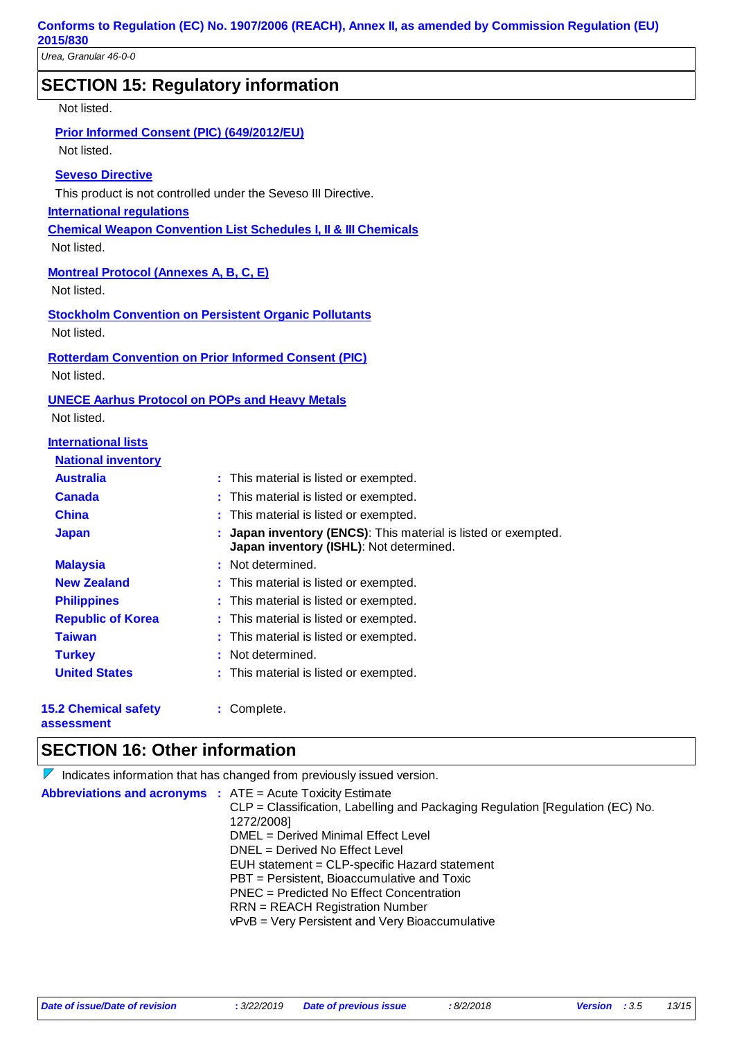## SECTION 15: Regulatory information

Not listed.

**Prior Informed Consent (PIC) (649/2012/EU)**

Not listed.

**Seveso Directive**

This product is not controlled under the Seveso III Directive.

**International regulations**

**Chemical Weapon Convention List Schedules I, II & III Chemicals**

Not listed.

**Montreal Protocol (Annexes A, B, C, E)**

Not listed.

**Stockholm Convention on Persistent Organic Pollutants**

Not listed.

**Rotterdam Convention on Prior Informed Consent (PIC)**

Not listed.

**UNECE Aarhus Protocol on POPs and Heavy Metals**

Not listed.

**International lists**

**National inventory**

| | |
|---|---|
| **Australia** | : This material is listed or exempted. |
| **Canada** | : This material is listed or exempted. |
| **China** | : This material is listed or exempted. |
| **Japan** | : **Japan inventory (ENCS)**: This material is listed or exempted. **Japan inventory (ISHL)**: Not determined. |
| **Malaysia** | : Not determined. |
| **New Zealand** | : This material is listed or exempted. |
| **Philippines** | : This material is listed or exempted. |
| **Republic of Korea** | : This material is listed or exempted. |
| **Taiwan** | : This material is listed or exempted. |
| **Turkey** | : Not determined. |
| **United States** | : This material is listed or exempted. |

**15.2 Chemical safety assessment** : Complete.

## SECTION 16: Other information

Indicates information that has changed from previously issued version.

**Abbreviations and acronyms** :
ATE = Acute Toxicity Estimate
CLP = Classification, Labelling and Packaging Regulation [Regulation (EC) No. 1272/2008]
DMEL = Derived Minimal Effect Level
DNEL = Derived No Effect Level
EUH statement = CLP-specific Hazard statement
PBT = Persistent, Bioaccumulative and Toxic
PNEC = Predicted No Effect Concentration
RRN = REACH Registration Number
vPvB = Very Persistent and Very Bioaccumulative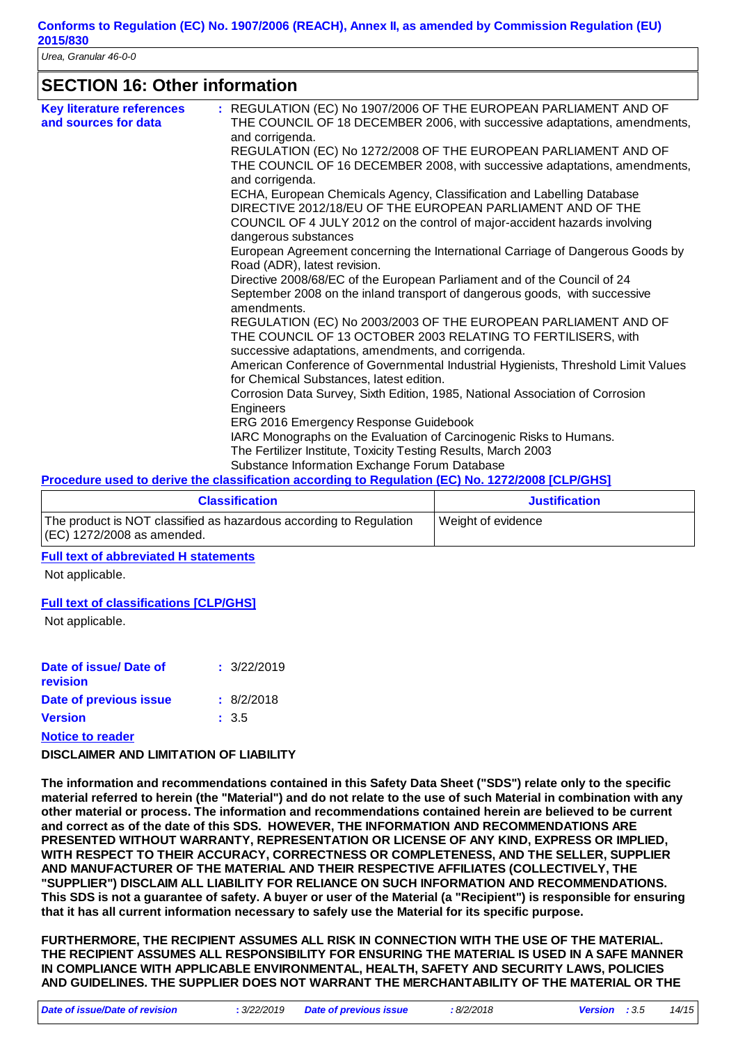## SECTION 16: Other information

**Key literature references and sources for data** : REGULATION (EC) No 1907/2006 OF THE EUROPEAN PARLIAMENT AND OF THE COUNCIL OF 18 DECEMBER 2006, with successive adaptations, amendments, and corrigenda.
REGULATION (EC) No 1272/2008 OF THE EUROPEAN PARLIAMENT AND OF THE COUNCIL OF 16 DECEMBER 2008, with successive adaptations, amendments, and corrigenda.
ECHA, European Chemicals Agency, Classification and Labelling Database
DIRECTIVE 2012/18/EU OF THE EUROPEAN PARLIAMENT AND OF THE COUNCIL OF 4 JULY 2012 on the control of major-accident hazards involving dangerous substances
European Agreement concerning the International Carriage of Dangerous Goods by Road (ADR), latest revision.
Directive 2008/68/EC of the European Parliament and of the Council of 24 September 2008 on the inland transport of dangerous goods, with successive amendments.
REGULATION (EC) No 2003/2003 OF THE EUROPEAN PARLIAMENT AND OF THE COUNCIL OF 13 OCTOBER 2003 RELATING TO FERTILISERS, with successive adaptations, amendments, and corrigenda.
American Conference of Governmental Industrial Hygienists, Threshold Limit Values for Chemical Substances, latest edition.
Corrosion Data Survey, Sixth Edition, 1985, National Association of Corrosion Engineers
ERG 2016 Emergency Response Guidebook
IARC Monographs on the Evaluation of Carcinogenic Risks to Humans.
The Fertilizer Institute, Toxicity Testing Results, March 2003
Substance Information Exchange Forum Database

**Procedure used to derive the classification according to Regulation (EC) No. 1272/2008 [CLP/GHS]**

| Classification | Justification |
|---|---|
| The product is NOT classified as hazardous according to Regulation (EC) 1272/2008 as amended. | Weight of evidence |

**Full text of abbreviated H statements**

Not applicable.

**Full text of classifications [CLP/GHS]**

Not applicable.

**Date of issue/ Date of revision** : 3/22/2019

**Date of previous issue** : 8/2/2018

**Version** : 3.5

**Notice to reader**

**DISCLAIMER AND LIMITATION OF LIABILITY**

**The information and recommendations contained in this Safety Data Sheet ("SDS") relate only to the specific material referred to herein (the "Material") and do not relate to the use of such Material in combination with any other material or process. The information and recommendations contained herein are believed to be current and correct as of the date of this SDS. HOWEVER, THE INFORMATION AND RECOMMENDATIONS ARE PRESENTED WITHOUT WARRANTY, REPRESENTATION OR LICENSE OF ANY KIND, EXPRESS OR IMPLIED, WITH RESPECT TO THEIR ACCURACY, CORRECTNESS OR COMPLETENESS, AND THE SELLER, SUPPLIER AND MANUFACTURER OF THE MATERIAL AND THEIR RESPECTIVE AFFILIATES (COLLECTIVELY, THE "SUPPLIER") DISCLAIM ALL LIABILITY FOR RELIANCE ON SUCH INFORMATION AND RECOMMENDATIONS. This SDS is not a guarantee of safety. A buyer or user of the Material (a "Recipient") is responsible for ensuring that it has all current information necessary to safely use the Material for its specific purpose.**

**FURTHERMORE, THE RECIPIENT ASSUMES ALL RISK IN CONNECTION WITH THE USE OF THE MATERIAL. THE RECIPIENT ASSUMES ALL RESPONSIBILITY FOR ENSURING THE MATERIAL IS USED IN A SAFE MANNER IN COMPLIANCE WITH APPLICABLE ENVIRONMENTAL, HEALTH, SAFETY AND SECURITY LAWS, POLICIES AND GUIDELINES. THE SUPPLIER DOES NOT WARRANT THE MERCHANTABILITY OF THE MATERIAL OR THE**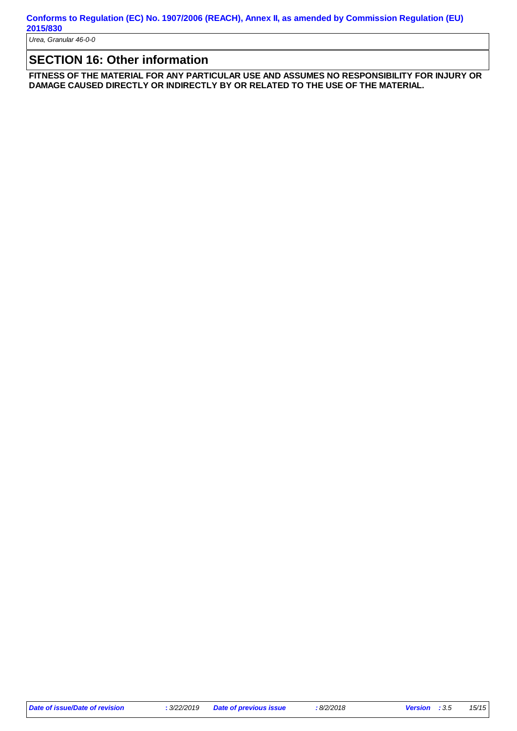## SECTION 16: Other information

**FITNESS OF THE MATERIAL FOR ANY PARTICULAR USE AND ASSUMES NO RESPONSIBILITY FOR INJURY OR DAMAGE CAUSED DIRECTLY OR INDIRECTLY BY OR RELATED TO THE USE OF THE MATERIAL.**